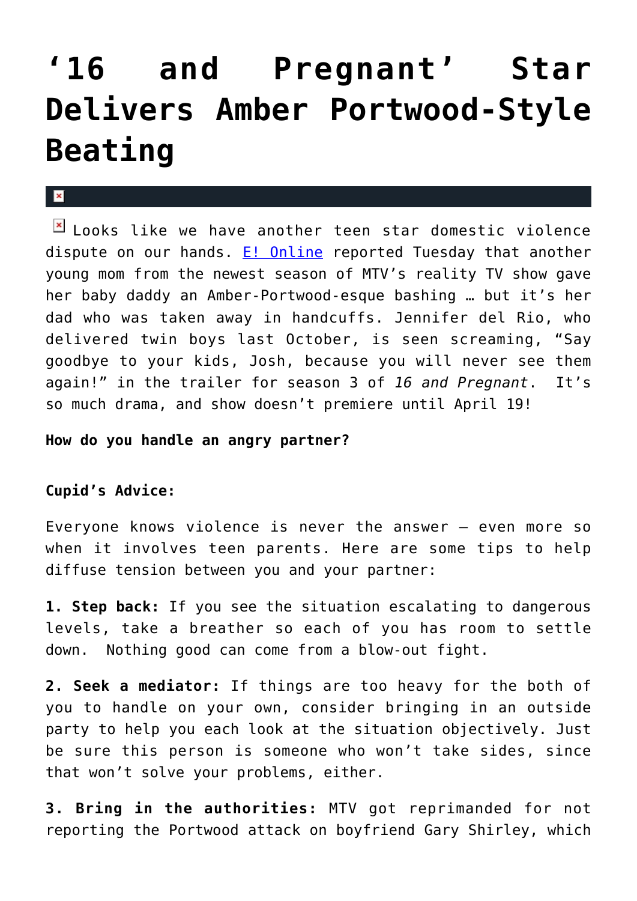# ‘16 and Pregnant’ Star Delivers Amber Portwood-Style Beating

Looks like we have another teen star domestic violence dispute on our hands. [E! Online](#) reported Tuesday that another young mom from the newest season of MTV’s reality TV show gave her baby daddy an Amber-Portwood-esque bashing … but it’s her dad who was taken away in handcuffs. Jennifer del Rio, who delivered twin boys last October, is seen screaming, “Say goodbye to your kids, Josh, because you will never see them again!” in the trailer for season 3 of *16 and Pregnant*. It’s so much drama, and show doesn’t premiere until April 19!

**How do you handle an angry partner?**

**Cupid’s Advice:**

Everyone knows violence is never the answer — even more so when it involves teen parents. Here are some tips to help diffuse tension between you and your partner:

**1. Step back:** If you see the situation escalating to dangerous levels, take a breather so each of you has room to settle down. Nothing good can come from a blow-out fight.

**2. Seek a mediator:** If things are too heavy for the both of you to handle on your own, consider bringing in an outside party to help you each look at the situation objectively. Just be sure this person is someone who won’t take sides, since that won’t solve your problems, either.

**3. Bring in the authorities:** MTV got reprimanded for not reporting the Portwood attack on boyfriend Gary Shirley, which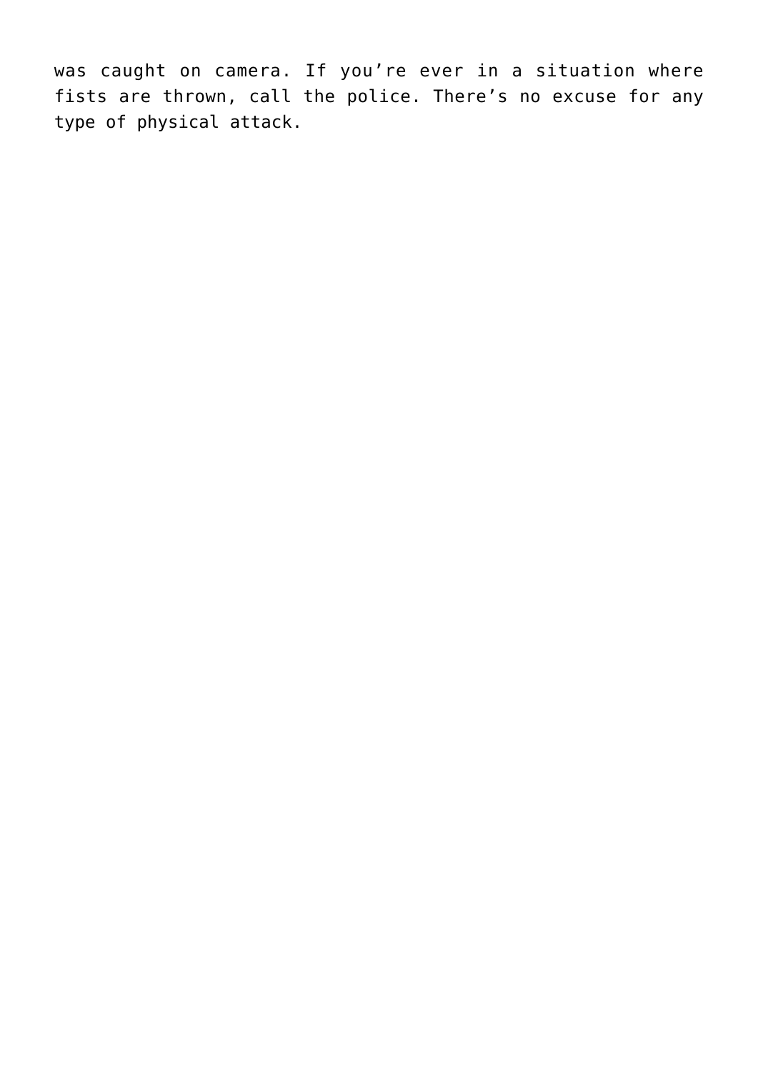was caught on camera. If you're ever in a situation where fists are thrown, call the police. There's no excuse for any type of physical attack.